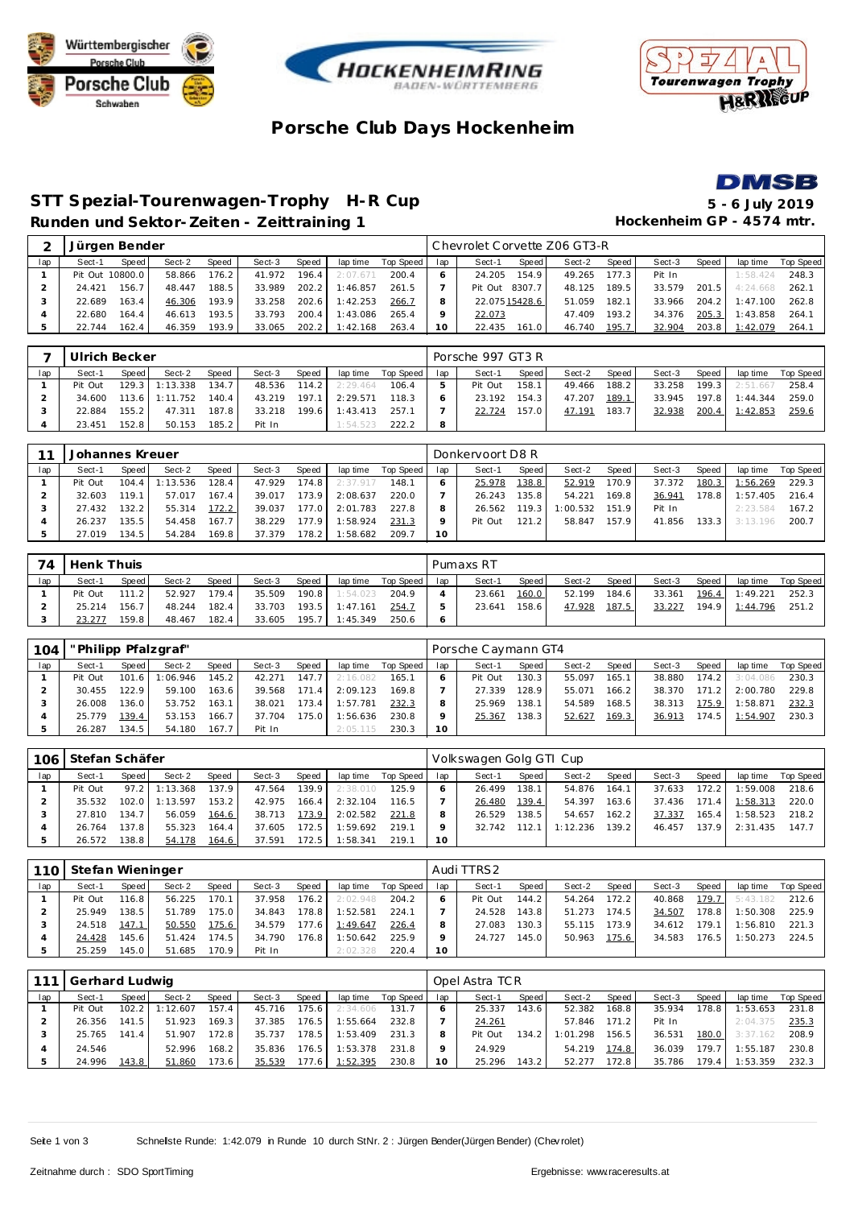# Porsche Club Days Hockenheim

## STT Spezial-Tourenwagen-Trophy H-R Cup

**Runden und Sektor-Zeiten - Zeittraining 1**

**5 - 6 July 2019**
**Hockenheim GP - 4574 mtr.**

| 2 | Jürgen Bender | | | | | | | | Chevrolet Corvette Z06 GT3-R | | | | | | | | | |
|---|---|---|---|---|---|---|---|---|---|---|---|---|---|---|---|---|---|---|
| lap | Sect-1 | Speed | Sect-2 | Speed | Sect-3 | Speed | lap time | Top Speed | lap | Sect-1 | Speed | Sect-2 | Speed | Sect-3 | Speed | lap time | Top Speed |
| 1 | Pit Out | 10800.0 | 58.866 | 176.2 | 41.972 | 196.4 | 2:07.671 | 200.4 | 6 | 24.205 | 154.9 | 49.265 | 177.3 | Pit In | | 1:58.424 | 248.3 |
| 2 | 24.421 | 156.7 | 48.447 | 188.5 | 33.989 | 202.2 | 1:46.857 | 261.5 | 7 | Pit Out | 8307.7 | 48.125 | 189.5 | 33.579 | 201.5 | 4:24.668 | 262.1 |
| 3 | 22.689 | 163.4 | 46.306 | 193.9 | 33.258 | 202.6 | 1:42.253 | 266.7 | 8 | 22.075 | 15428.6 | 51.059 | 182.1 | 33.966 | 204.2 | 1:47.100 | 262.8 |
| 4 | 22.680 | 164.4 | 46.613 | 193.5 | 33.793 | 200.4 | 1:43.086 | 265.4 | 9 | 22.073 | | 47.409 | 193.2 | 34.376 | 205.3 | 1:43.858 | 264.1 |
| 5 | 22.744 | 162.4 | 46.359 | 193.9 | 33.065 | 202.2 | 1:42.168 | 263.4 | 10 | 22.435 | 161.0 | 46.740 | 195.7 | 32.904 | 203.8 | 1:42.079 | 264.1 |

| 7 | Ulrich Becker | | | | | | | | Porsche 997 GT3 R | | | | | | | | | |
|---|---|---|---|---|---|---|---|---|---|---|---|---|---|---|---|---|---|---|
| lap | Sect-1 | Speed | Sect-2 | Speed | Sect-3 | Speed | lap time | Top Speed | lap | Sect-1 | Speed | Sect-2 | Speed | Sect-3 | Speed | lap time | Top Speed |
| 1 | Pit Out | 129.3 | 1:13.338 | 134.7 | 48.536 | 114.2 | 2:29.464 | 106.4 | 5 | Pit Out | 158.1 | 49.466 | 188.2 | 33.258 | 199.3 | 2:51.667 | 258.4 |
| 2 | 34.600 | 113.6 | 1:11.752 | 140.4 | 43.219 | 197.1 | 2:29.571 | 118.3 | 6 | 23.192 | 154.3 | 47.207 | 189.1 | 33.945 | 197.8 | 1:44.344 | 259.0 |
| 3 | 22.884 | 155.2 | 47.311 | 187.8 | 33.218 | 199.6 | 1:43.413 | 257.1 | 7 | 22.724 | 157.0 | 47.191 | 183.7 | 32.938 | 200.4 | 1:42.853 | 259.6 |
| 4 | 23.451 | 152.8 | 50.153 | 185.2 | Pit In | | 1:54.523 | 222.2 | 8 | | | | | | | | |

| 11 | Johannes Kreuer | | | | | | | | Donkervoort D8 R | | | | | | | | | |
|---|---|---|---|---|---|---|---|---|---|---|---|---|---|---|---|---|---|---|
| lap | Sect-1 | Speed | Sect-2 | Speed | Sect-3 | Speed | lap time | Top Speed | lap | Sect-1 | Speed | Sect-2 | Speed | Sect-3 | Speed | lap time | Top Speed |
| 1 | Pit Out | 104.4 | 1:13.536 | 128.4 | 47.929 | 174.8 | 2:37.971 | 148.1 | 6 | 25.978 | 138.8 | 52.919 | 170.9 | 37.372 | 180.3 | 1:56.269 | 229.3 |
| 2 | 32.603 | 119.1 | 57.017 | 167.4 | 39.017 | 173.9 | 2:08.637 | 220.0 | 7 | 26.243 | 135.8 | 54.221 | 169.8 | 36.941 | 178.8 | 1:57.405 | 216.4 |
| 3 | 27.432 | 132.2 | 55.314 | 172.2 | 39.037 | 177.0 | 2:01.783 | 227.8 | 8 | 26.562 | 119.3 | 1:00.532 | 151.9 | Pit In | | 2:23.584 | 167.2 |
| 4 | 26.237 | 135.5 | 54.458 | 167.7 | 38.229 | 177.9 | 1:58.924 | 231.3 | 9 | Pit Out | 121.2 | 58.847 | 157.9 | 41.856 | 133.3 | 3:13.196 | 200.7 |
| 5 | 27.019 | 134.5 | 54.284 | 169.8 | 37.379 | 178.2 | 1:58.682 | 209.7 | 10 | | | | | | | | |

| 74 | Henk Thuis | | | | | | | | Pumaxs RT | | | | | | | | | |
|---|---|---|---|---|---|---|---|---|---|---|---|---|---|---|---|---|---|---|
| lap | Sect-1 | Speed | Sect-2 | Speed | Sect-3 | Speed | lap time | Top Speed | lap | Sect-1 | Speed | Sect-2 | Speed | Sect-3 | Speed | lap time | Top Speed |
| 1 | Pit Out | 111.2 | 52.927 | 179.4 | 35.509 | 190.8 | 1:54.023 | 204.9 | 4 | 23.661 | 160.0 | 52.199 | 184.6 | 33.361 | 196.4 | 1:49.221 | 252.3 |
| 2 | 25.214 | 156.7 | 48.244 | 182.4 | 33.703 | 193.5 | 1:47.161 | 254.7 | 5 | 23.641 | 158.6 | 47.928 | 187.5 | 33.227 | 194.9 | 1:44.796 | 251.2 |
| 3 | 23.277 | 159.8 | 48.467 | 182.4 | 33.605 | 195.7 | 1:45.349 | 250.6 | 6 | | | | | | | | |

| 104 | "Philipp Pfalzgraf" | | | | | | | | Porsche Caymann GT4 | | | | | | | | | |
|---|---|---|---|---|---|---|---|---|---|---|---|---|---|---|---|---|---|---|
| lap | Sect-1 | Speed | Sect-2 | Speed | Sect-3 | Speed | lap time | Top Speed | lap | Sect-1 | Speed | Sect-2 | Speed | Sect-3 | Speed | lap time | Top Speed |
| 1 | Pit Out | 101.6 | 1:06.946 | 145.2 | 42.271 | 147.7 | 2:16.082 | 165.1 | 6 | Pit Out | 130.3 | 55.097 | 165.1 | 38.880 | 174.2 | 3:04.086 | 230.3 |
| 2 | 30.455 | 122.9 | 59.100 | 163.6 | 39.568 | 171.4 | 2:09.123 | 169.8 | 7 | 27.339 | 128.9 | 55.071 | 166.2 | 38.370 | 171.2 | 2:00.780 | 229.8 |
| 3 | 26.008 | 136.0 | 53.752 | 163.1 | 38.021 | 173.4 | 1:57.781 | 232.3 | 8 | 25.969 | 138.1 | 54.589 | 168.5 | 38.313 | 175.9 | 1:58.871 | 232.3 |
| 4 | 25.779 | 139.4 | 53.153 | 166.7 | 37.704 | 175.0 | 1:56.636 | 230.8 | 9 | 25.367 | 138.3 | 52.627 | 169.3 | 36.913 | 174.5 | 1:54.907 | 230.3 |
| 5 | 26.287 | 134.5 | 54.180 | 167.7 | Pit In | | 2:05.115 | 230.3 | 10 | | | | | | | | |

| 106 | Stefan Schäfer | | | | | | | | Volkswagen Golg GTI Cup | | | | | | | | | |
|---|---|---|---|---|---|---|---|---|---|---|---|---|---|---|---|---|---|---|
| lap | Sect-1 | Speed | Sect-2 | Speed | Sect-3 | Speed | lap time | Top Speed | lap | Sect-1 | Speed | Sect-2 | Speed | Sect-3 | Speed | lap time | Top Speed |
| 1 | Pit Out | 97.2 | 1:13.368 | 137.9 | 47.564 | 139.9 | 2:38.010 | 125.9 | 6 | 26.499 | 138.1 | 54.876 | 164.1 | 37.633 | 172.2 | 1:59.008 | 218.6 |
| 2 | 35.532 | 102.0 | 1:13.597 | 153.2 | 42.975 | 166.4 | 2:32.104 | 116.5 | 7 | 26.480 | 139.4 | 54.397 | 163.6 | 37.436 | 171.4 | 1:58.313 | 220.0 |
| 3 | 27.810 | 134.7 | 56.059 | 164.6 | 38.713 | 173.9 | 2:02.582 | 221.8 | 8 | 26.529 | 138.5 | 54.657 | 162.2 | 37.337 | 165.4 | 1:58.523 | 218.2 |
| 4 | 26.764 | 137.8 | 55.323 | 164.4 | 37.605 | 172.5 | 1:59.692 | 219.1 | 9 | 32.742 | 112.1 | 1:12.236 | 139.2 | 46.457 | 137.9 | 2:31.435 | 147.7 |
| 5 | 26.572 | 138.8 | 54.178 | 164.6 | 37.591 | 172.5 | 1:58.341 | 219.1 | 10 | | | | | | | | |

| 110 | Stefan Wieninger | | | | | | | | Audi TTRS2 | | | | | | | | | |
|---|---|---|---|---|---|---|---|---|---|---|---|---|---|---|---|---|---|---|
| lap | Sect-1 | Speed | Sect-2 | Speed | Sect-3 | Speed | lap time | Top Speed | lap | Sect-1 | Speed | Sect-2 | Speed | Sect-3 | Speed | lap time | Top Speed |
| 1 | Pit Out | 116.8 | 56.225 | 170.1 | 37.958 | 176.2 | 2:02.948 | 204.2 | 6 | Pit Out | 144.2 | 54.264 | 172.2 | 40.868 | 179.7 | 5:43.182 | 212.6 |
| 2 | 25.949 | 138.5 | 51.789 | 175.0 | 34.843 | 178.8 | 1:52.581 | 224.1 | 7 | 24.528 | 143.8 | 51.273 | 174.5 | 34.507 | 178.8 | 1:50.308 | 225.9 |
| 3 | 24.518 | 147.1 | 50.550 | 175.6 | 34.579 | 177.6 | 1:49.647 | 226.4 | 8 | 27.083 | 130.3 | 55.115 | 173.9 | 34.612 | 179.1 | 1:56.810 | 221.3 |
| 4 | 24.428 | 145.6 | 51.424 | 174.5 | 34.790 | 176.8 | 1:50.642 | 225.9 | 9 | 24.727 | 145.0 | 50.963 | 175.6 | 34.583 | 176.5 | 1:50.273 | 224.5 |
| 5 | 25.259 | 145.0 | 51.685 | 170.9 | Pit In | | 2:02.328 | 220.4 | 10 | | | | | | | | |

| 111 | Gerhard Ludwig | | | | | | | | Opel Astra TCR | | | | | | | | | |
|---|---|---|---|---|---|---|---|---|---|---|---|---|---|---|---|---|---|---|
| lap | Sect-1 | Speed | Sect-2 | Speed | Sect-3 | Speed | lap time | Top Speed | lap | Sect-1 | Speed | Sect-2 | Speed | Sect-3 | Speed | lap time | Top Speed |
| 1 | Pit Out | 102.2 | 1:12.607 | 157.4 | 45.716 | 175.6 | 2:34.606 | 131.7 | 6 | 25.337 | 143.6 | 52.382 | 168.8 | 35.934 | 178.8 | 1:53.653 | 231.8 |
| 2 | 26.356 | 141.5 | 51.923 | 169.3 | 37.385 | 176.5 | 1:55.664 | 232.8 | 7 | 24.261 | | 57.846 | 171.2 | Pit In | | 2:04.375 | 235.3 |
| 3 | 25.765 | 141.4 | 51.907 | 172.8 | 35.737 | 178.5 | 1:53.409 | 231.3 | 8 | Pit Out | 134.2 | 1:01.298 | 156.5 | 36.531 | 180.0 | 3:37.162 | 208.9 |
| 4 | 24.546 | | 52.996 | 168.2 | 35.836 | 176.5 | 1:53.378 | 231.8 | 9 | 24.929 | | 54.219 | 174.8 | 36.039 | 179.7 | 1:55.187 | 230.8 |
| 5 | 24.996 | 143.8 | 51.860 | 173.6 | 35.539 | 177.6 | 1:52.395 | 230.8 | 10 | 25.296 | 143.2 | 52.277 | 172.8 | 35.786 | 179.4 | 1:53.359 | 232.3 |

Schnellste Runde: 1:42.079 in Runde 10 durch StNr. 2 : Jürgen Bender(Jürgen Bender) (Chevrolet)

Zeitnahme durch : SDO SportTiming

Ergebnisse: www.raceresults.at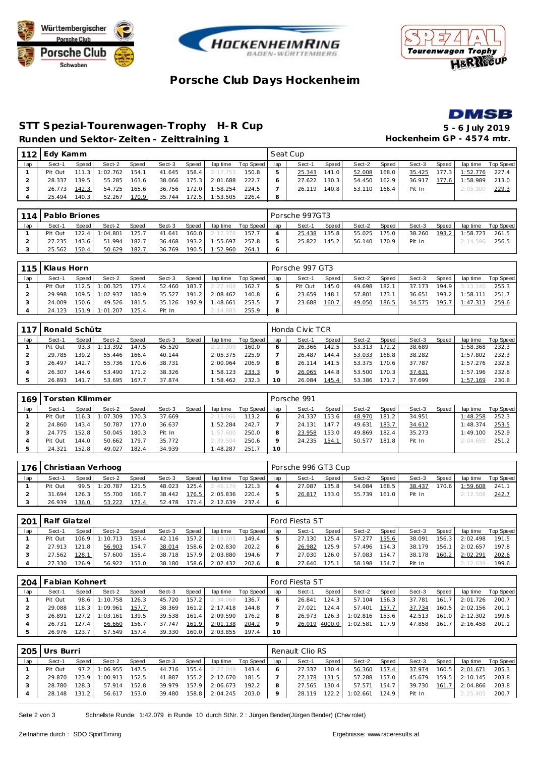# Porsche Club Days Hockenheim

## STT Spezial-Tourenwagen-Trophy H-R Cup

**5 - 6 July 2019**

### Runden und Sektor-Zeiten - Zeittraining 1

**Hockenheim GP - 4574 mtr.**

| 112 | Edy Kamm | | | | | | | | Seat Cup | | | | | | | | |
|---|---|---|---|---|---|---|---|---|---|---|---|---|---|---|---|---|---|
| lap | Sect-1 | Speed | Sect-2 | Speed | Sect-3 | Speed | lap time | Top Speed | lap | Sect-1 | Speed | Sect-2 | Speed | Sect-3 | Speed | lap time | Top Speed |
| 1 | Pit Out | 111.3 | 1:02.762 | 154.1 | 41.645 | 158.4 | 2:17.753 | 150.8 | 5 | 25.343 | 141.0 | 52.008 | 168.0 | 35.425 | 177.3 | 1:52.776 | 227.4 |
| 2 | 28.337 | 139.5 | 55.285 | 163.6 | 38.066 | 175.3 | 2:01.688 | 222.7 | 6 | 27.622 | 130.3 | 54.450 | 162.9 | 36.917 | 177.6 | 1:58.989 | 213.0 |
| 3 | 26.773 | 142.3 | 54.725 | 165.6 | 36.756 | 172.0 | 1:58.254 | 224.5 | 7 | 26.119 | 140.8 | 53.110 | 166.4 | Pit In | | 2:05.300 | 229.3 |
| 4 | 25.494 | 140.3 | 52.267 | 170.9 | 35.744 | 172.5 | 1:53.505 | 226.4 | 8 | | | | | | | | |

| 114 | Pablo Briones | | | | | | | | Porsche 997GT3 | | | | | | | | |
|---|---|---|---|---|---|---|---|---|---|---|---|---|---|---|---|---|---|
| lap | Sect-1 | Speed | Sect-2 | Speed | Sect-3 | Speed | lap time | Top Speed | lap | Sect-1 | Speed | Sect-2 | Speed | Sect-3 | Speed | lap time | Top Speed |
| 1 | Pit Out | 122.4 | 1:04.801 | 125.7 | 41.641 | 160.0 | 2:17.378 | 157.7 | 4 | 25.438 | 135.8 | 55.025 | 175.0 | 38.260 | 193.2 | 1:58.723 | 261.5 |
| 2 | 27.235 | 143.6 | 51.994 | 182.7 | 36.468 | 193.2 | 1:55.697 | 257.8 | 5 | 25.822 | 145.2 | 56.140 | 170.9 | Pit In | | 2:14.596 | 256.5 |
| 3 | 25.562 | 150.4 | 50.629 | 182.7 | 36.769 | 190.5 | 1:52.960 | 264.1 | 6 | | | | | | | | |

| 115 | Klaus Horn | | | | | | | | Porsche 997 GT3 | | | | | | | | |
|---|---|---|---|---|---|---|---|---|---|---|---|---|---|---|---|---|---|
| lap | Sect-1 | Speed | Sect-2 | Speed | Sect-3 | Speed | lap time | Top Speed | lap | Sect-1 | Speed | Sect-2 | Speed | Sect-3 | Speed | lap time | Top Speed |
| 1 | Pit Out | 112.5 | 1:00.325 | 173.4 | 52.460 | 183.7 | 2:27.468 | 162.7 | 5 | Pit Out | 145.0 | 49.698 | 182.1 | 37.173 | 194.9 | 3:13.140 | 255.3 |
| 2 | 29.998 | 109.5 | 1:02.937 | 180.9 | 35.527 | 191.2 | 2:08.462 | 140.8 | 6 | 23.659 | 148.1 | 57.801 | 173.1 | 36.651 | 193.2 | 1:58.111 | 251.7 |
| 3 | 24.009 | 150.6 | 49.526 | 181.5 | 35.126 | 192.9 | 1:48.661 | 253.5 | 7 | 23.688 | 160.7 | 49.050 | 186.5 | 34.575 | 195.7 | 1:47.313 | 259.6 |
| 4 | 24.123 | 151.9 | 1:01.207 | 125.4 | Pit In | | 2:14.883 | 255.9 | 8 | | | | | | | | |

| 117 | Ronald Schütz | | | | | | | | Honda Civic TCR | | | | | | | | |
|---|---|---|---|---|---|---|---|---|---|---|---|---|---|---|---|---|---|
| lap | Sect-1 | Speed | Sect-2 | Speed | Sect-3 | Speed | lap time | Top Speed | lap | Sect-1 | Speed | Sect-2 | Speed | Sect-3 | Speed | lap time | Top Speed |
| 1 | Pit Out | 93.3 | 1:13.392 | 147.5 | 45.520 | | 2:27.309 | 160.0 | 6 | 26.366 | 142.5 | 53.313 | 172.2 | 38.689 | | 1:58.368 | 232.3 |
| 2 | 29.785 | 139.2 | 55.446 | 166.4 | 40.144 | | 2:05.375 | 225.9 | 7 | 26.487 | 144.4 | 53.033 | 168.8 | 38.282 | | 1:57.802 | 232.3 |
| 3 | 26.497 | 142.7 | 55.736 | 170.6 | 38.731 | | 2:00.964 | 206.9 | 8 | 26.114 | 141.5 | 53.375 | 170.6 | 37.787 | | 1:57.276 | 232.8 |
| 4 | 26.307 | 144.6 | 53.490 | 171.2 | 38.326 | | 1:58.123 | 233.3 | 9 | 26.065 | 144.8 | 53.500 | 170.3 | 37.631 | | 1:57.196 | 232.8 |
| 5 | 26.893 | 141.7 | 53.695 | 167.7 | 37.874 | | 1:58.462 | 232.3 | 10 | 26.084 | 145.4 | 53.386 | 171.7 | 37.699 | | 1:57.169 | 230.8 |

| 169 | Torsten Klimmer | | | | | | | | Porsche 991 | | | | | | | | |
|---|---|---|---|---|---|---|---|---|---|---|---|---|---|---|---|---|---|
| lap | Sect-1 | Speed | Sect-2 | Speed | Sect-3 | Speed | lap time | Top Speed | lap | Sect-1 | Speed | Sect-2 | Speed | Sect-3 | Speed | lap time | Top Speed |
| 1 | Pit Out | 116.3 | 1:07.309 | 170.3 | 37.669 | | 2:15.066 | 113.2 | 6 | 24.337 | 153.6 | 48.970 | 181.2 | 34.951 | | 1:48.258 | 252.3 |
| 2 | 24.860 | 143.4 | 50.787 | 177.0 | 36.637 | | 1:52.284 | 242.7 | 7 | 24.131 | 147.7 | 49.631 | 183.7 | 34.612 | | 1:48.374 | 253.5 |
| 3 | 24.775 | 152.8 | 50.045 | 180.3 | Pit In | | 1:57.600 | 250.0 | 8 | 23.958 | 153.0 | 49.869 | 182.4 | 35.273 | | 1:49.100 | 252.9 |
| 4 | Pit Out | 144.0 | 50.662 | 179.7 | 35.772 | | 2:39.504 | 250.6 | 9 | 24.235 | 154.1 | 50.577 | 181.8 | Pit In | | 2:04.659 | 251.2 |
| 5 | 24.321 | 152.8 | 49.027 | 182.4 | 34.939 | | 1:48.287 | 251.7 | 10 | | | | | | | | |

| 176 | Christiaan Verhoog | | | | | | | | Porsche 996 GT3 Cup | | | | | | | | |
|---|---|---|---|---|---|---|---|---|---|---|---|---|---|---|---|---|---|
| lap | Sect-1 | Speed | Sect-2 | Speed | Sect-3 | Speed | lap time | Top Speed | lap | Sect-1 | Speed | Sect-2 | Speed | Sect-3 | Speed | lap time | Top Speed |
| 1 | Pit Out | 99.5 | 1:20.787 | 121.5 | 48.023 | 125.4 | 2:46.179 | 121.3 | 4 | 27.087 | 135.8 | 54.084 | 168.5 | 38.437 | 170.6 | 1:59.608 | 241.1 |
| 2 | 31.694 | 126.3 | 55.700 | 166.7 | 38.442 | 176.5 | 2:05.836 | 220.4 | 5 | 26.817 | 133.0 | 55.739 | 161.0 | Pit In | | 2:12.508 | 242.7 |
| 3 | 26.939 | 136.0 | 53.222 | 173.4 | 52.478 | 171.4 | 2:12.639 | 237.4 | 6 | | | | | | | | |

| 201 | Ralf Glatzel | | | | | | | | Ford Fiesta ST | | | | | | | | |
|---|---|---|---|---|---|---|---|---|---|---|---|---|---|---|---|---|---|
| lap | Sect-1 | Speed | Sect-2 | Speed | Sect-3 | Speed | lap time | Top Speed | lap | Sect-1 | Speed | Sect-2 | Speed | Sect-3 | Speed | lap time | Top Speed |
| 1 | Pit Out | 106.9 | 1:10.713 | 153.4 | 42.116 | 157.2 | 2:19.205 | 149.4 | 5 | 27.130 | 125.4 | 57.277 | 155.6 | 38.091 | 156.3 | 2:02.498 | 191.5 |
| 2 | 27.913 | 121.8 | 56.903 | 154.7 | 38.014 | 158.6 | 2:02.830 | 202.2 | 6 | 26.982 | 125.9 | 57.496 | 154.3 | 38.179 | 156.1 | 2:02.657 | 197.8 |
| 3 | 27.562 | 128.1 | 57.600 | 155.4 | 38.718 | 157.9 | 2:03.880 | 194.6 | 7 | 27.030 | 126.0 | 57.083 | 154.7 | 38.178 | 160.2 | 2:02.291 | 202.6 |
| 4 | 27.330 | 126.9 | 56.922 | 153.0 | 38.180 | 158.6 | 2:02.432 | 202.6 | 8 | 27.640 | 125.1 | 58.198 | 154.7 | Pit In | | 2:12.639 | 199.6 |

| 204 | Fabian Kohnert | | | | | | | | Ford Fiesta ST | | | | | | | | |
|---|---|---|---|---|---|---|---|---|---|---|---|---|---|---|---|---|---|
| lap | Sect-1 | Speed | Sect-2 | Speed | Sect-3 | Speed | lap time | Top Speed | lap | Sect-1 | Speed | Sect-2 | Speed | Sect-3 | Speed | lap time | Top Speed |
| 1 | Pit Out | 98.6 | 1:10.758 | 126.3 | 45.720 | 157.2 | 2:34.068 | 136.7 | 6 | 26.841 | 124.3 | 57.104 | 156.3 | 37.781 | 161.7 | 2:01.726 | 200.7 |
| 2 | 29.088 | 118.3 | 1:09.961 | 157.7 | 38.369 | 161.2 | 2:17.418 | 144.8 | 7 | 27.021 | 124.4 | 57.401 | 157.7 | 37.734 | 160.5 | 2:02.156 | 201.1 |
| 3 | 26.891 | 127.2 | 1:03.161 | 139.5 | 39.538 | 161.4 | 2:09.590 | 176.2 | 8 | 26.973 | 126.3 | 1:02.816 | 153.6 | 42.513 | 161.0 | 2:12.302 | 199.6 |
| 4 | 26.731 | 127.4 | 56.660 | 156.7 | 37.747 | 161.9 | 2:01.138 | 204.2 | 9 | 26.019 | 4000.0 | 1:02.581 | 117.9 | 47.858 | 161.7 | 2:16.458 | 201.1 |
| 5 | 26.976 | 123.7 | 57.549 | 157.4 | 39.330 | 160.0 | 2:03.855 | 197.4 | 10 | | | | | | | | |

| 205 | Urs Burri | | | | | | | | Renault Clio RS | | | | | | | | |
|---|---|---|---|---|---|---|---|---|---|---|---|---|---|---|---|---|---|
| lap | Sect-1 | Speed | Sect-2 | Speed | Sect-3 | Speed | lap time | Top Speed | lap | Sect-1 | Speed | Sect-2 | Speed | Sect-3 | Speed | lap time | Top Speed |
| 1 | Pit Out | 97.2 | 1:06.955 | 147.5 | 44.716 | 155.4 | 2:27.049 | 143.4 | 6 | 27.337 | 130.4 | 56.360 | 157.4 | 37.974 | 160.5 | 2:01.671 | 205.3 |
| 2 | 29.870 | 123.9 | 1:00.913 | 152.5 | 41.887 | 155.2 | 2:12.670 | 181.5 | 7 | 27.178 | 131.5 | 57.288 | 157.0 | 45.679 | 159.5 | 2:10.145 | 203.8 |
| 3 | 28.780 | 128.3 | 57.914 | 152.8 | 39.979 | 157.9 | 2:06.673 | 192.2 | 8 | 27.565 | 130.4 | 57.571 | 154.7 | 39.730 | 161.7 | 2:04.866 | 203.8 |
| 4 | 28.148 | 131.2 | 56.617 | 153.0 | 39.480 | 158.8 | 2:04.245 | 203.0 | 9 | 28.119 | 122.2 | 1:02.661 | 124.9 | Pit In | | 2:25.405 | 200.7 |

Schnellste Runde: 1:42.079 in Runde 10 durch StNr. 2 : Jürgen Bender(Jürgen Bender) (Chevrolet)

Zeitnahme durch : SDO SportTiming

Ergebnisse: www.raceresults.at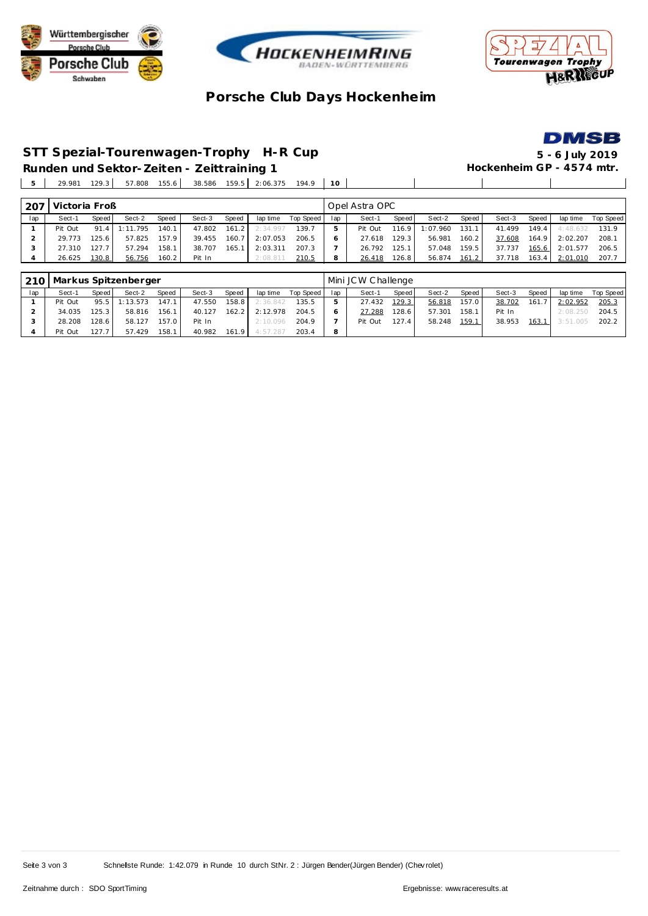**Porsche Club Days Hockenheim**

## STT Spezial-Tourenwagen-Trophy H-R Cup

**5 - 6 July 2019**

**Runden und Sektor-Zeiten - Zeittraining 1**

**Hockenheim GP - 4574 mtr.**

| lap | Sect-1 | Speed | Sect-2 | Speed | Sect-3 | Speed | lap time | Top Speed | lap | Sect-1 | Speed | Sect-2 | Speed | Sect-3 | Speed | lap time | Top Speed |
|---|---|---|---|---|---|---|---|---|---|---|---|---|---|---|---|---|---|
| 5 | 29.981 | 129.3 | 57.808 | 155.6 | 38.586 | 159.5 | 2:06.375 | 194.9 | 10 | | | | | | | | |

**207 Victoria Froß** — Opel Astra OPC

| lap | Sect-1 | Speed | Sect-2 | Speed | Sect-3 | Speed | lap time | Top Speed | lap | Sect-1 | Speed | Sect-2 | Speed | Sect-3 | Speed | lap time | Top Speed |
|---|---|---|---|---|---|---|---|---|---|---|---|---|---|---|---|---|---|
| 1 | Pit Out | 91.4 | 1:11.795 | 140.1 | 47.802 | 161.2 | 2:34.997 | 139.7 | 5 | Pit Out | 116.9 | 1:07.960 | 131.1 | 41.499 | 149.4 | 4:48.632 | 131.9 |
| 2 | 29.773 | 125.6 | 57.825 | 157.9 | 39.455 | 160.7 | 2:07.053 | 206.5 | 6 | 27.618 | 129.3 | 56.981 | 160.2 | 37.608 | 164.9 | 2:02.207 | 208.1 |
| 3 | 27.310 | 127.7 | 57.294 | 158.1 | 38.707 | 165.1 | 2:03.311 | 207.3 | 7 | 26.792 | 125.1 | 57.048 | 159.5 | 37.737 | 165.6 | 2:01.577 | 206.5 |
| 4 | 26.625 | 130.8 | 56.756 | 160.2 | Pit In | | 2:08.811 | 210.5 | 8 | 26.418 | 126.8 | 56.874 | 161.2 | 37.718 | 163.4 | 2:01.010 | 207.7 |

**210 Markus Spitzenberger** — Mini JCW Challenge

| lap | Sect-1 | Speed | Sect-2 | Speed | Sect-3 | Speed | lap time | Top Speed | lap | Sect-1 | Speed | Sect-2 | Speed | Sect-3 | Speed | lap time | Top Speed |
|---|---|---|---|---|---|---|---|---|---|---|---|---|---|---|---|---|---|
| 1 | Pit Out | 95.5 | 1:13.573 | 147.1 | 47.550 | 158.8 | 2:36.842 | 135.5 | 5 | 27.432 | 129.3 | 56.818 | 157.0 | 38.702 | 161.7 | 2:02.952 | 205.3 |
| 2 | 34.035 | 125.3 | 58.816 | 156.1 | 40.127 | 162.2 | 2:12.978 | 204.5 | 6 | 27.288 | 128.6 | 57.301 | 158.1 | Pit In | | 2:08.250 | 204.5 |
| 3 | 28.208 | 128.6 | 58.127 | 157.0 | Pit In | | 2:10.096 | 204.9 | 7 | Pit Out | 127.4 | 58.248 | 159.1 | 38.953 | 163.1 | 3:51.005 | 202.2 |
| 4 | Pit Out | 127.7 | 57.429 | 158.1 | 40.982 | 161.9 | 4:57.287 | 203.4 | 8 | | | | | | | | |

Schnelste Runde: 1:42.079 in Runde 10 durch StNr. 2 : Jürgen Bender(Jürgen Bender) (Chevrolet)

Zeitnahme durch : SDO SportTiming

Ergebnisse: www.raceresults.at